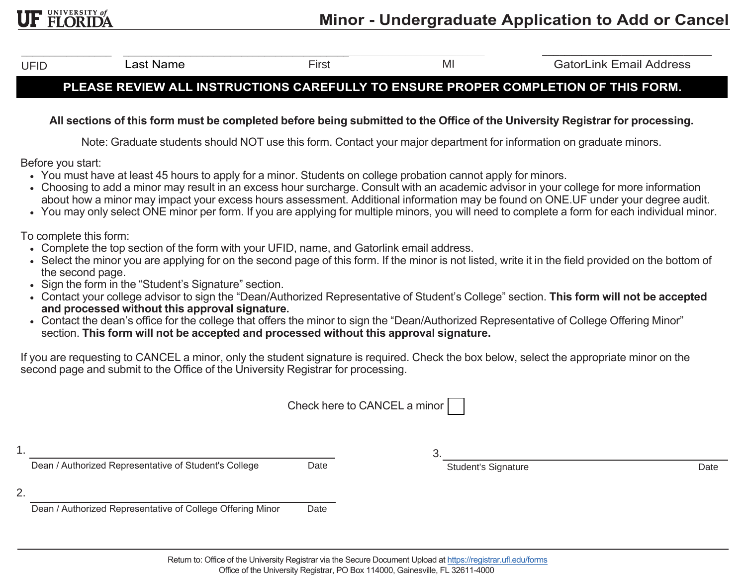UF UNIVERSITY of FLORIDA

# Minor - Undergraduate Application to Add or Cancel

| UFID | Last Name | First | MI | GatorLink Email Address |
|---|---|---|---|---|
| | | | | |

**PLEASE REVIEW ALL INSTRUCTIONS CAREFULLY TO ENSURE PROPER COMPLETION OF THIS FORM.**

**All sections of this form must be completed before being submitted to the Office of the University Registrar for processing.**

Note: Graduate students should NOT use this form. Contact your major department for information on graduate minors.

Before you start:

- You must have at least 45 hours to apply for a minor. Students on college probation cannot apply for minors.
- Choosing to add a minor may result in an excess hour surcharge. Consult with an academic advisor in your college for more information about how a minor may impact your excess hours assessment. Additional information may be found on ONE.UF under your degree audit.
- You may only select ONE minor per form. If you are applying for multiple minors, you will need to complete a form for each individual minor.

To complete this form:

- Complete the top section of the form with your UFID, name, and Gatorlink email address.
- Select the minor you are applying for on the second page of this form. If the minor is not listed, write it in the field provided on the bottom of the second page.
- Sign the form in the "Student's Signature" section.
- Contact your college advisor to sign the "Dean/Authorized Representative of Student's College" section. **This form will not be accepted and processed without this approval signature.**
- Contact the dean's office for the college that offers the minor to sign the "Dean/Authorized Representative of College Offering Minor" section. **This form will not be accepted and processed without this approval signature.**

If you are requesting to CANCEL a minor, only the student signature is required. Check the box below, select the appropriate minor on the second page and submit to the Office of the University Registrar for processing.

Check here to CANCEL a minor ☐

1. ______________________________ Date
Dean / Authorized Representative of Student's College

2. ______________________________ Date
Dean / Authorized Representative of College Offering Minor

3. ______________________________ Date
Student's Signature

Return to: Office of the University Registrar via the Secure Document Upload at https://registrar.ufl.edu/forms
Office of the University Registrar, PO Box 114000, Gainesville, FL 32611-4000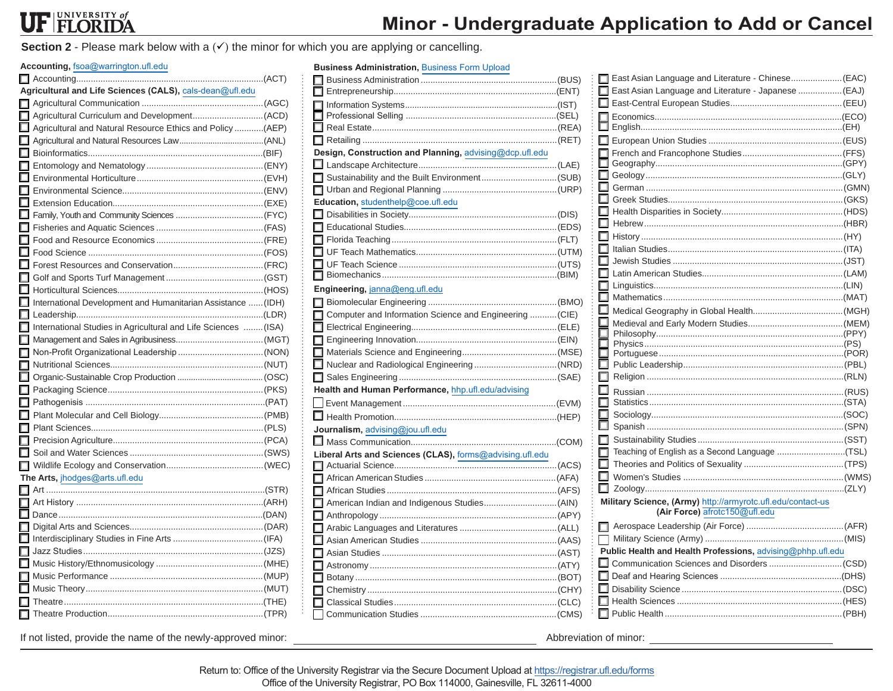# Minor - Undergraduate Application to Add or Cancel

**Section 2** - Please mark below with a (✓) the minor for which you are applying or cancelling.

**Accounting,** fsoa@warrington.ufl.edu

- ☐ Accounting (ACT)

**Agricultural and Life Sciences (CALS),** cals-dean@ufl.edu

- ☐ Agricultural Communication (AGC)
- ☐ Agricultural Curriculum and Development (ACD)
- ☐ Agricultural and Natural Resource Ethics and Policy (AEP)
- ☐ Agricultural and Natural Resources Law (ANL)
- ☐ Bioinformatics (BIF)
- ☐ Entomology and Nematology (ENY)
- ☐ Environmental Horticulture (EVH)
- ☐ Environmental Science (ENV)
- ☐ Extension Education (EXE)
- ☐ Family, Youth and Community Sciences (FYC)
- ☐ Fisheries and Aquatic Sciences (FAS)
- ☐ Food and Resource Economics (FRE)
- ☐ Food Science (FOS)
- ☐ Forest Resources and Conservation (FRC)
- ☐ Golf and Sports Turf Management (GST)
- ☐ Horticultural Sciences (HOS)
- ☐ International Development and Humanitarian Assistance (IDH)
- ☐ Leadership (LDR)
- ☐ International Studies in Agricultural and Life Sciences (ISA)
- ☐ Management and Sales in Agribusiness (MGT)
- ☐ Non-Profit Organizational Leadership (NON)
- ☐ Nutritional Sciences (NUT)
- ☐ Organic-Sustainable Crop Production (OSC)
- ☐ Packaging Science (PKS)
- ☐ Pathogenisis (PAT)
- ☐ Plant Molecular and Cell Biology (PMB)
- ☐ Plant Sciences (PLS)
- ☐ Precision Agriculture (PCA)
- ☐ Soil and Water Sciences (SWS)
- ☐ Wildlife Ecology and Conservation (WEC)

**The Arts,** jhodges@arts.ufl.edu

- ☐ Art (STR)
- ☐ Art History (ARH)
- ☐ Dance (DAN)
- ☐ Digital Arts and Sciences (DAR)
- ☐ Interdisciplinary Studies in Fine Arts (IFA)
- ☐ Jazz Studies (JZS)
- ☐ Music History/Ethnomusicology (MHE)
- ☐ Music Performance (MUP)
- ☐ Music Theory (MUT)
- ☐ Theatre (THE)
- ☐ Theatre Production (TPR)

**Business Administration,** Business Form Upload

- ☐ Business Administration (BUS)
- ☐ Entrepreneurship (ENT)
- ☐ Information Systems (IST)
- ☐ Professional Selling (SEL)
- ☐ Real Estate (REA)
- ☐ Retailing (RET)

**Design, Construction and Planning,** advising@dcp.ufl.edu

- ☐ Landscape Architecture (LAE)
- ☐ Sustainability and the Built Environment (SUB)
- ☐ Urban and Regional Planning (URP)

**Education,** studenthelp@coe.ufl.edu

- ☐ Disabilities in Society (DIS)
- ☐ Educational Studies (EDS)
- ☐ Florida Teaching (FLT)
- ☐ UF Teach Mathematics (UTM)
- ☐ UF Teach Science (UTS)
- ☐ Biomechanics (BIM)

**Engineering,** janna@eng.ufl.edu

- ☐ Biomolecular Engineering (BMO)
- ☐ Computer and Information Science and Engineering (CIE)
- ☐ Electrical Engineering (ELE)
- ☐ Engineering Innovation (EIN)
- ☐ Materials Science and Engineering (MSE)
- ☐ Nuclear and Radiological Engineering (NRD)
- ☐ Sales Engineering (SAE)

**Health and Human Performance,** hhp.ufl.edu/advising

- ☐ Event Management (EVM)
- ☐ Health Promotion (HEP)

**Journalism,** advising@jou.ufl.edu

- ☐ Mass Communication (COM)

**Liberal Arts and Sciences (CLAS),** forms@advising.ufl.edu

- ☐ Actuarial Science (ACS)
- ☐ African American Studies (AFA)
- ☐ African Studies (AFS)
- ☐ American Indian and Indigenous Studies (AIN)
- ☐ Anthropology (APY)
- ☐ Arabic Languages and Literatures (ALL)
- ☐ Asian American Studies (AAS)
- ☐ Asian Studies (AST)
- ☐ Astronomy (ATY)
- ☐ Botany (BOT)
- ☐ Chemistry (CHY)
- ☐ Classical Studies (CLC)
- ☐ Communication Studies (CMS)
- ☐ East Asian Language and Literature - Chinese (EAC)
- ☐ East Asian Language and Literature - Japanese (EAJ)
- ☐ East-Central European Studies (EEU)
- ☐ Economics (ECO)
- ☐ English (EH)
- ☐ European Union Studies (EUS)
- ☐ French and Francophone Studies (FFS)
- ☐ Geography (GPY)
- ☐ Geology (GLY)
- ☐ German (GMN)
- ☐ Greek Studies (GKS)
- ☐ Health Disparities in Society (HDS)
- ☐ Hebrew (HBR)
- ☐ History (HY)
- ☐ Italian Studies (ITA)
- ☐ Jewish Studies (JST)
- ☐ Latin American Studies (LAM)
- ☐ Linguistics (LIN)
- ☐ Mathematics (MAT)
- ☐ Medical Geography in Global Health (MGH)
- ☐ Medieval and Early Modern Studies (MEM)
- ☐ Philosophy (PPY)
- ☐ Physics (PS)
- ☐ Portuguese (POR)
- ☐ Public Leadership (PBL)
- ☐ Religion (RLN)
- ☐ Russian (RUS)
- ☐ Statistics (STA)
- ☐ Sociology (SOC)
- ☐ Spanish (SPN)
- ☐ Sustainability Studies (SST)
- ☐ Teaching of English as a Second Language (TSL)
- ☐ Theories and Politics of Sexuality (TPS)
- ☐ Women's Studies (WMS)
- ☐ Zoology (ZLY)

**Military Science, (Army)** http://armyrotc.ufl.edu/contact-us
**(Air Force)** afrotc150@ufl.edu

- ☐ Aerospace Leadership (Air Force) (AFR)
- ☐ Military Science (Army) (MIS)

**Public Health and Health Professions,** advising@phhp.ufl.edu

- ☐ Communication Sciences and Disorders (CSD)
- ☐ Deaf and Hearing Sciences (DHS)
- ☐ Disability Science (DSC)
- ☐ Health Sciences (HES)
- ☐ Public Health (PBH)

If not listed, provide the name of the newly-approved minor: ______________________ Abbreviation of minor: ______________________

Return to: Office of the University Registrar via the Secure Document Upload at https://registrar.ufl.edu/forms
Office of the University Registrar, PO Box 114000, Gainesville, FL 32611-4000